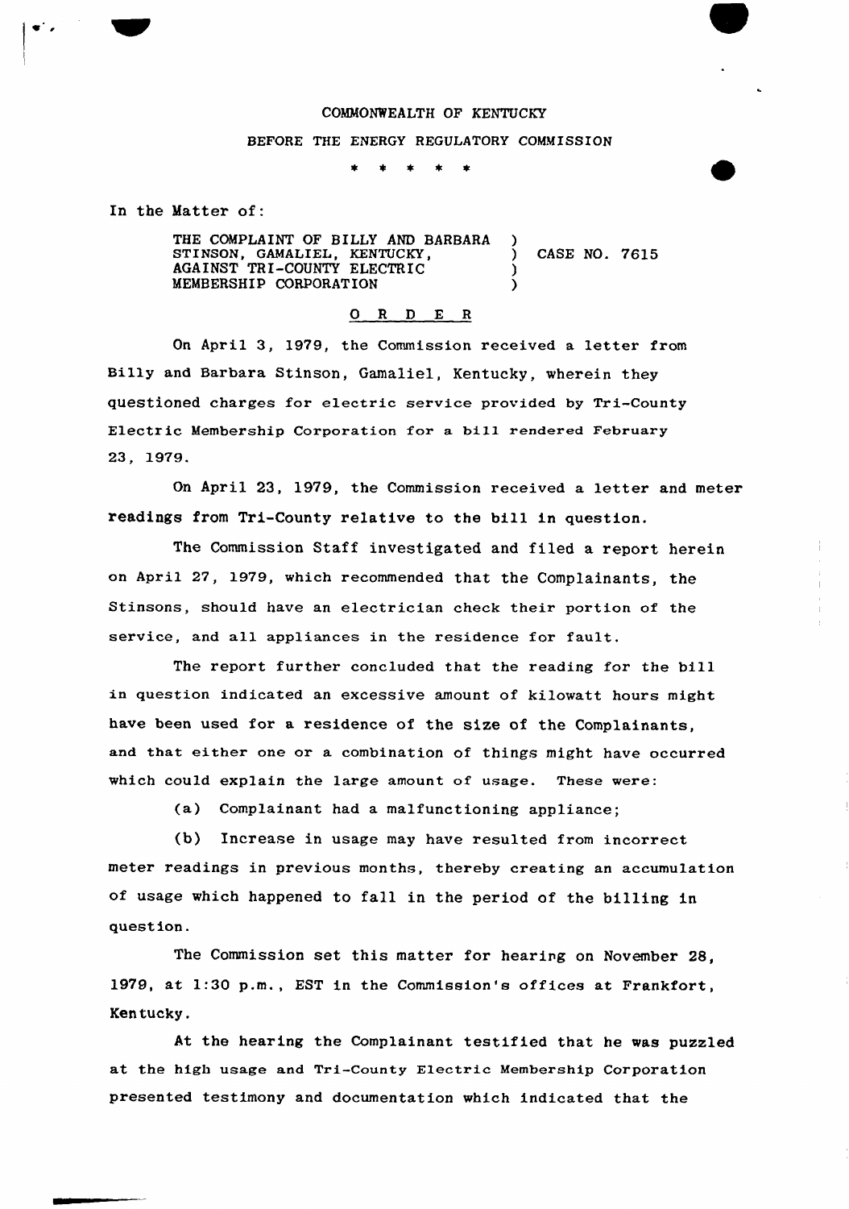COMMONWEALTH OF KENTUCKY

BEFORE THE ENERGY REGULATORY COMMISSION

\* \* \* \* \*

In the Matter of:

THE COMPLAINT OF BILLY AND BARBARA STINSON, GAMALIEL, KENTUCKY, AGAINST TRI-COUNTY ELECTRIC MEMBERSHIP CORPORATION ) CASE NO. 7615

O R D E R

On April 3, 1979, the Commission received a letter from Billy and Barbara Stinson, Gamaliel, Kentucky, wherein they questioned charges for electric service provided by Tri-County Electric Membership Corporation for a bill rendered February 23, 1979.

On April 23, 1979, the Commission received a letter and meter readings from Tri-County relative to the bill in question.

The Commission Staff investigated and filed a report herein on April 27, 1979, which recommended that the Complainants, the Stinsons, should have an electrician check their portion of the service, and all appliances in the residence for fault.

The report further concluded that the reading for the bill in question indicated an excessive amount of kilowatt hours might have been used for a residence of the size of the Complainants, and that either one or a combination of things might have occurred which could explain the large amount of usage. These were:

(a) Complainant had a malfunctioning appliance;

(b) Increase in usage may have resulted from incorrect meter readings in previous months, thereby creating an accumulation of usage which happened to fall in the period of the billing in question.

The Commission set this matter for hearing on November 28, 1979, at 1:30 p.m., EST in the Commission's offices at Frankfort, Kentucky.

At the hearing the Complainant testified that he was puzzled at the high usage and Tri-County Electric Membership Corporation presented testimony and documentation which indicated that the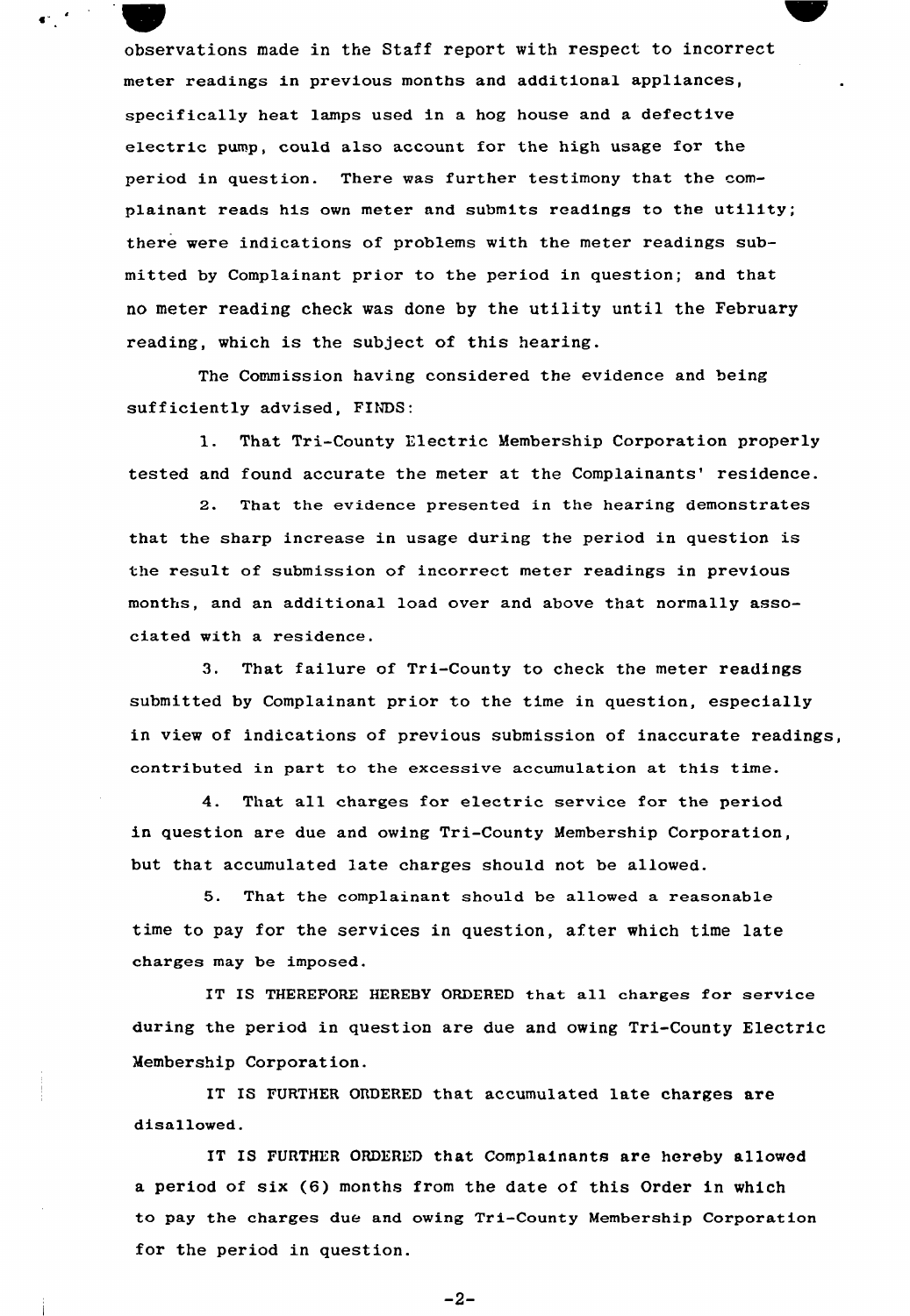observations made in the Staff report with respect to incorrect meter readings in previous months and additional appliances, specifically heat lamps used in a hog house and a defective electric pump, could also account for the high usage for the period in question. There was further testimony that the complainant reads his own meter and submits readings to the utility; there were indications of problems with the meter readings submitted by Complainant prior to the period in question; and that no meter reading check was done by the utility until the February reading, which is the subject of this hearing.

The Commission having considered the evidence and being sufficiently advised, FINDS:

1. That Tri-County Electric Membership Corporation properly tested and found accurate the meter at the Complainants' residence.

2. That the evidence presented in the hearing demonstrates that the sharp increase in usage during the period in question is the result of submission of incorrect meter readings in previous months, and an additional load over and above that normally associated with a residence.

3. That failure of Tri-County to check the meter readings submitted by Complainant prior to the time in question, especially in view of indications of previous submission of inaccurate readings, contributed in part to the excessive accumulation at this time.

4. That all charges for electric service for the period in question are due and owing Tri-County Membership Corporation, but that accumulated late charges should not be allowed.

5. That the complainant should be allowed a reasonable time to pay for the services in question, after which time late charges may be imposed.

IT IS THEREFORE HEREBY ORDERED that all charges for service during the period in question are due and owing Tri-County Electric Membership Corporation.

IT IS FURTHER ORDERED that accumulated late charges are disallowed.

IT IS FURTHER ORDERED that Complainants are hereby allowed a period of six (6) months from the date of this Order in which to pay the charges due and owing Tri-County Membership Corporation for the period in question.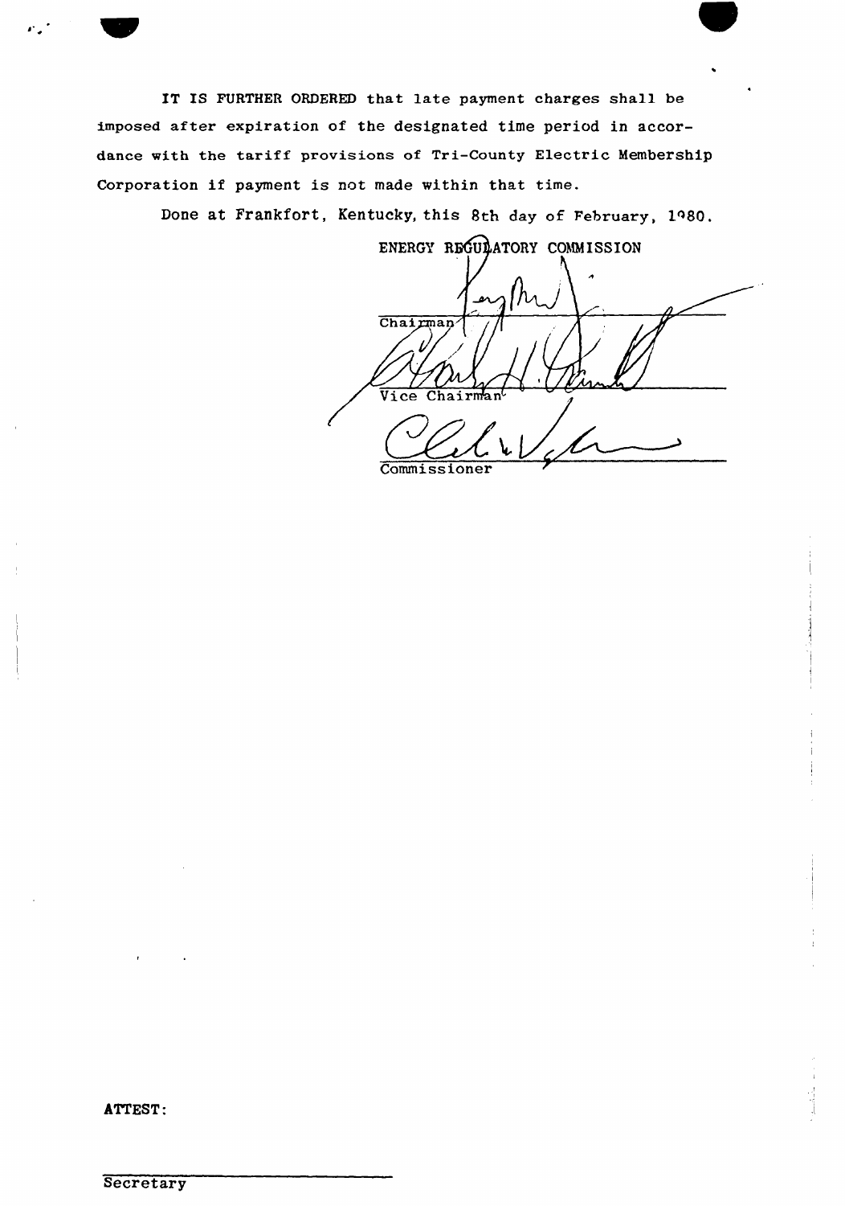IT IS FURTHER ORDERED that late payment charges shall be imposed after expiration of the designated time period in accordance with the tariff provisions of Tri-County Electric Membership Corporation if payment is not made within that time.

Done at Frankfort, Kentucky, this 8th day of February, 1980.

ENERGY REGULATORY COMMISSION

Chairman

Vice Chairman

Commissioner

ATTEST:

Secretary